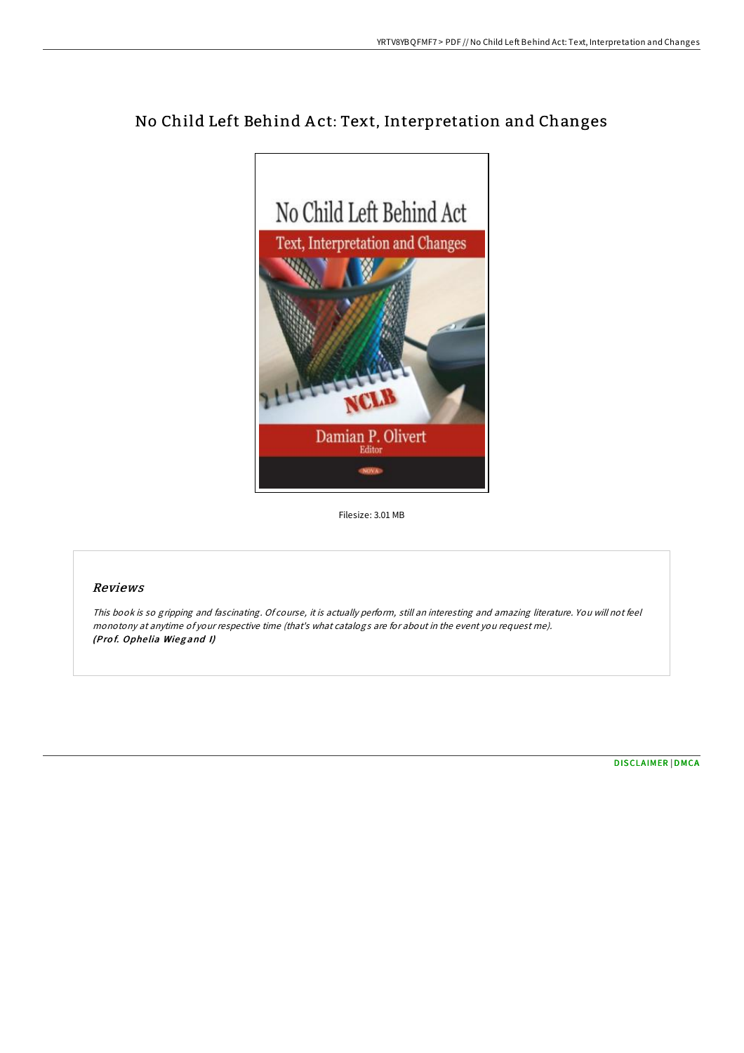# No Child Left Behind Act: Text, Interpretation and Changes

Filesize: 3.01 MB

## *Reviews*

*This book is so gripping and fascinating. Of course, it is actually perform, still an interesting and amazing literature. You will not feel monotony at anytime of your respective time (that's what catalogs are for about in the event you request me).*
***(Prof. Ophelia Wiegand I)***

DISCLAIMER | DMCA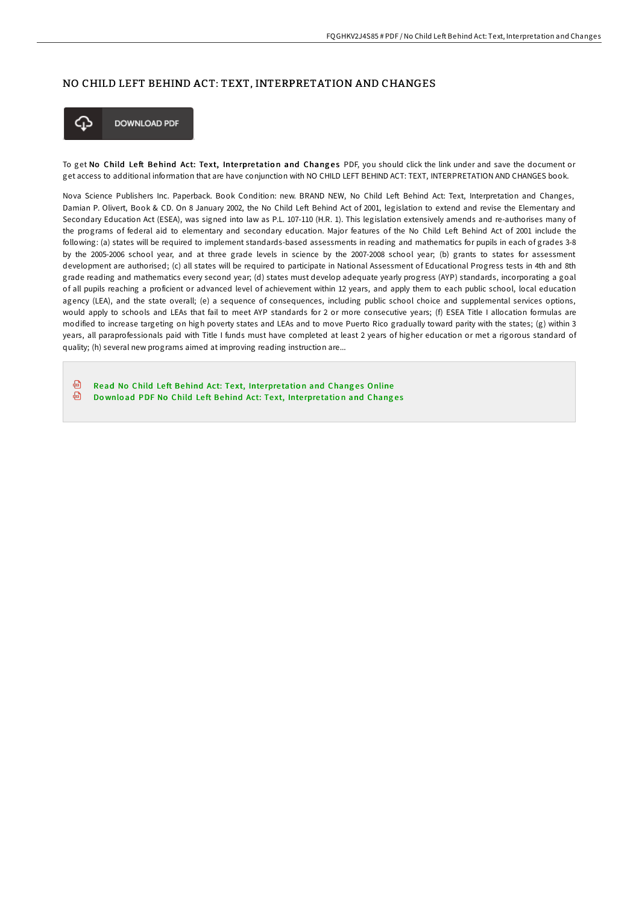# NO CHILD LEFT BEHIND ACT: TEXT, INTERPRETATION AND CHANGES

DOWNLOAD PDF

To get **No Child Left Behind Act: Text, Interpretation and Changes** PDF, you should click the link under and save the document or get access to additional information that are have conjunction with NO CHILD LEFT BEHIND ACT: TEXT, INTERPRETATION AND CHANGES book.

Nova Science Publishers Inc. Paperback. Book Condition: new. BRAND NEW, No Child Left Behind Act: Text, Interpretation and Changes, Damian P. Olivert, Book & CD. On 8 January 2002, the No Child Left Behind Act of 2001, legislation to extend and revise the Elementary and Secondary Education Act (ESEA), was signed into law as P.L. 107-110 (H.R. 1). This legislation extensively amends and re-authorises many of the programs of federal aid to elementary and secondary education. Major features of the No Child Left Behind Act of 2001 include the following: (a) states will be required to implement standards-based assessments in reading and mathematics for pupils in each of grades 3-8 by the 2005-2006 school year, and at three grade levels in science by the 2007-2008 school year; (b) grants to states for assessment development are authorised; (c) all states will be required to participate in National Assessment of Educational Progress tests in 4th and 8th grade reading and mathematics every second year; (d) states must develop adequate yearly progress (AYP) standards, incorporating a goal of all pupils reaching a proficient or advanced level of achievement within 12 years, and apply them to each public school, local education agency (LEA), and the state overall; (e) a sequence of consequences, including public school choice and supplemental services options, would apply to schools and LEAs that fail to meet AYP standards for 2 or more consecutive years; (f) ESEA Title I allocation formulas are modified to increase targeting on high poverty states and LEAs and to move Puerto Rico gradually toward parity with the states; (g) within 3 years, all paraprofessionals paid with Title I funds must have completed at least 2 years of higher education or met a rigorous standard of quality; (h) several new programs aimed at improving reading instruction are...

- Read No Child Left Behind Act: Text, Interpretation and Changes Online
- Download PDF No Child Left Behind Act: Text, Interpretation and Changes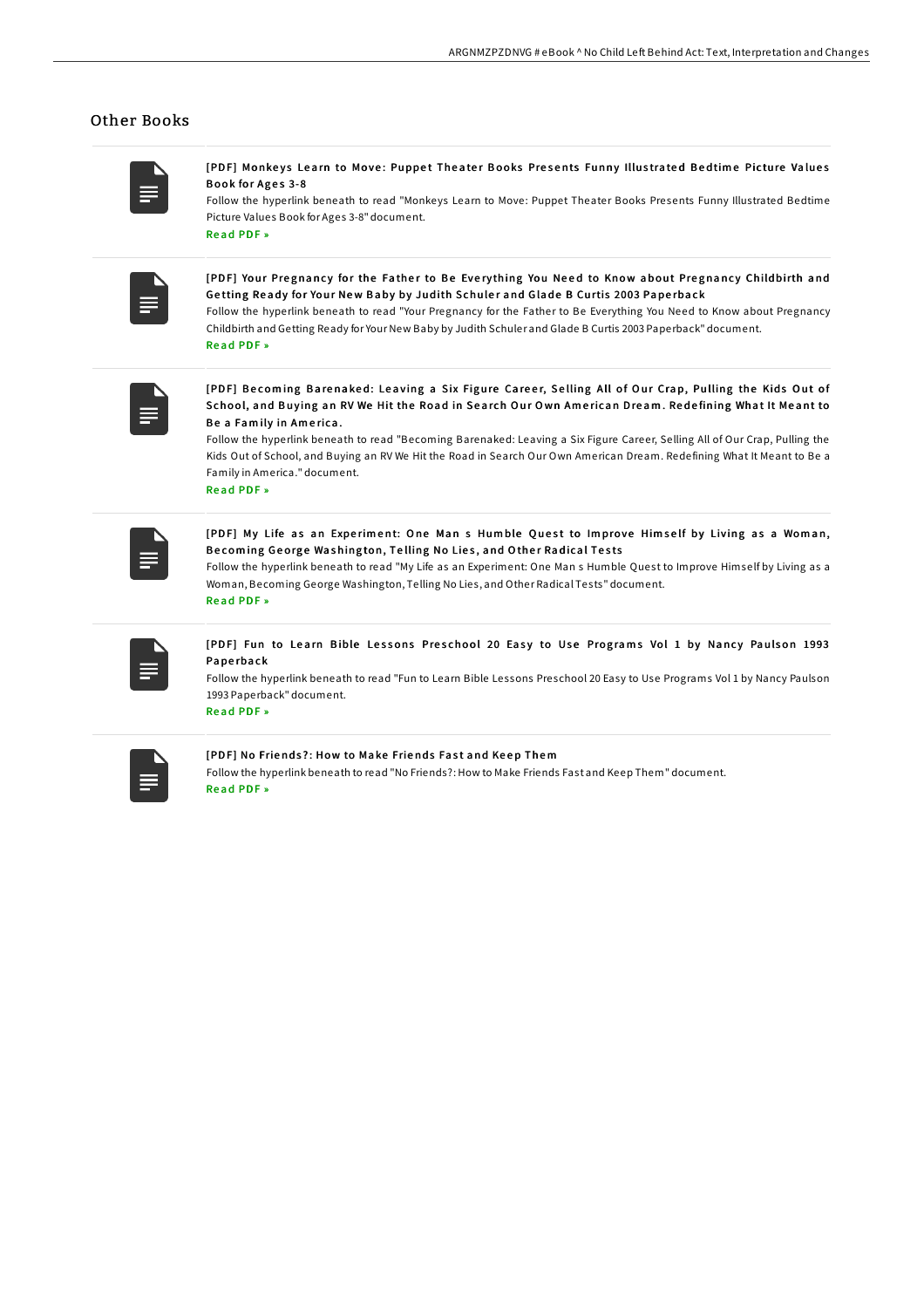## Other Books

**[PDF] Monkeys Learn to Move: Puppet Theater Books Presents Funny Illustrated Bedtime Picture Values Book for Ages 3-8**

Follow the hyperlink beneath to read "Monkeys Learn to Move: Puppet Theater Books Presents Funny Illustrated Bedtime Picture Values Book for Ages 3-8" document.

Read PDF »

**[PDF] Your Pregnancy for the Father to Be Everything You Need to Know about Pregnancy Childbirth and Getting Ready for Your New Baby by Judith Schuler and Glade B Curtis 2003 Paperback**

Follow the hyperlink beneath to read "Your Pregnancy for the Father to Be Everything You Need to Know about Pregnancy Childbirth and Getting Ready for Your New Baby by Judith Schuler and Glade B Curtis 2003 Paperback" document.

Read PDF »

**[PDF] Becoming Barenaked: Leaving a Six Figure Career, Selling All of Our Crap, Pulling the Kids Out of School, and Buying an RV We Hit the Road in Search Our Own American Dream. Redefining What It Meant to Be a Family in America.**

Follow the hyperlink beneath to read "Becoming Barenaked: Leaving a Six Figure Career, Selling All of Our Crap, Pulling the Kids Out of School, and Buying an RV We Hit the Road in Search Our Own American Dream. Redefining What It Meant to Be a Family in America." document.

Read PDF »

**[PDF] My Life as an Experiment: One Man s Humble Quest to Improve Himself by Living as a Woman, Becoming George Washington, Telling No Lies, and Other Radical Tests**

Follow the hyperlink beneath to read "My Life as an Experiment: One Man s Humble Quest to Improve Himself by Living as a Woman, Becoming George Washington, Telling No Lies, and Other Radical Tests" document.

Read PDF »

**[PDF] Fun to Learn Bible Lessons Preschool 20 Easy to Use Programs Vol 1 by Nancy Paulson 1993 Paperback**

Follow the hyperlink beneath to read "Fun to Learn Bible Lessons Preschool 20 Easy to Use Programs Vol 1 by Nancy Paulson 1993 Paperback" document.

Read PDF »

**[PDF] No Friends?: How to Make Friends Fast and Keep Them**

Follow the hyperlink beneath to read "No Friends?: How to Make Friends Fast and Keep Them" document.

Read PDF »